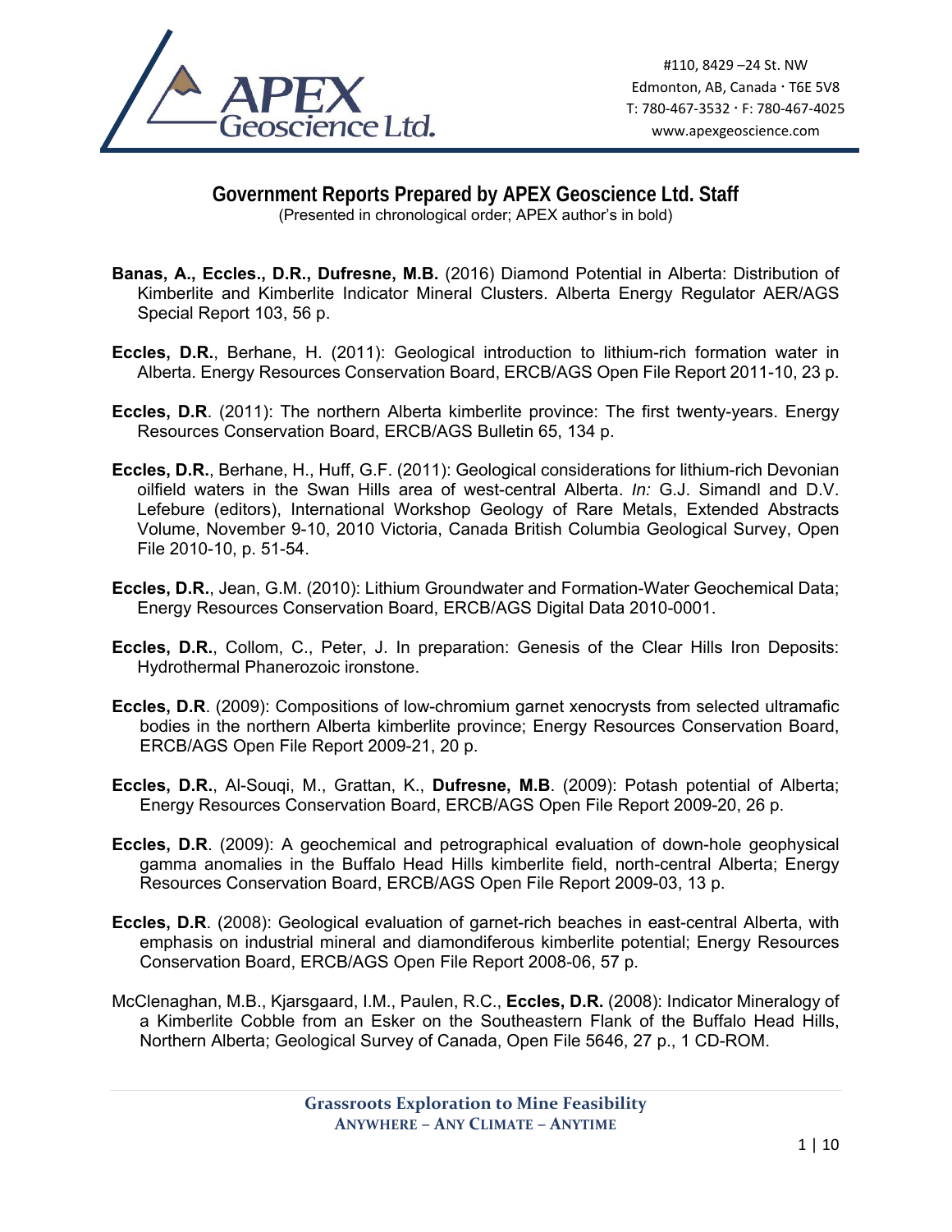#110, 8429 –24 St. NW
Edmonton, AB, Canada · T6E 5V8
T: 780-467-3532 · F: 780-467-4025
www.apexgeoscience.com

# Government Reports Prepared by APEX Geoscience Ltd. Staff

(Presented in chronological order; APEX author's in bold)

**Banas, A., Eccles., D.R., Dufresne, M.B.** (2016) Diamond Potential in Alberta: Distribution of Kimberlite and Kimberlite Indicator Mineral Clusters. Alberta Energy Regulator AER/AGS Special Report 103, 56 p.

**Eccles, D.R.**, Berhane, H. (2011): Geological introduction to lithium-rich formation water in Alberta. Energy Resources Conservation Board, ERCB/AGS Open File Report 2011-10, 23 p.

**Eccles, D.R**. (2011): The northern Alberta kimberlite province: The first twenty-years. Energy Resources Conservation Board, ERCB/AGS Bulletin 65, 134 p.

**Eccles, D.R.**, Berhane, H., Huff, G.F. (2011): Geological considerations for lithium-rich Devonian oilfield waters in the Swan Hills area of west-central Alberta. *In:* G.J. Simandl and D.V. Lefebure (editors), International Workshop Geology of Rare Metals, Extended Abstracts Volume, November 9-10, 2010 Victoria, Canada British Columbia Geological Survey, Open File 2010-10, p. 51-54.

**Eccles, D.R.**, Jean, G.M. (2010): Lithium Groundwater and Formation-Water Geochemical Data; Energy Resources Conservation Board, ERCB/AGS Digital Data 2010-0001.

**Eccles, D.R.**, Collom, C., Peter, J. In preparation: Genesis of the Clear Hills Iron Deposits: Hydrothermal Phanerozoic ironstone.

**Eccles, D.R**. (2009): Compositions of low-chromium garnet xenocrysts from selected ultramafic bodies in the northern Alberta kimberlite province; Energy Resources Conservation Board, ERCB/AGS Open File Report 2009-21, 20 p.

**Eccles, D.R.**, Al-Souqi, M., Grattan, K., **Dufresne, M.B**. (2009): Potash potential of Alberta; Energy Resources Conservation Board, ERCB/AGS Open File Report 2009-20, 26 p.

**Eccles, D.R**. (2009): A geochemical and petrographical evaluation of down-hole geophysical gamma anomalies in the Buffalo Head Hills kimberlite field, north-central Alberta; Energy Resources Conservation Board, ERCB/AGS Open File Report 2009-03, 13 p.

**Eccles, D.R**. (2008): Geological evaluation of garnet-rich beaches in east-central Alberta, with emphasis on industrial mineral and diamondiferous kimberlite potential; Energy Resources Conservation Board, ERCB/AGS Open File Report 2008-06, 57 p.

McClenaghan, M.B., Kjarsgaard, I.M., Paulen, R.C., **Eccles, D.R.** (2008): Indicator Mineralogy of a Kimberlite Cobble from an Esker on the Southeastern Flank of the Buffalo Head Hills, Northern Alberta; Geological Survey of Canada, Open File 5646, 27 p., 1 CD-ROM.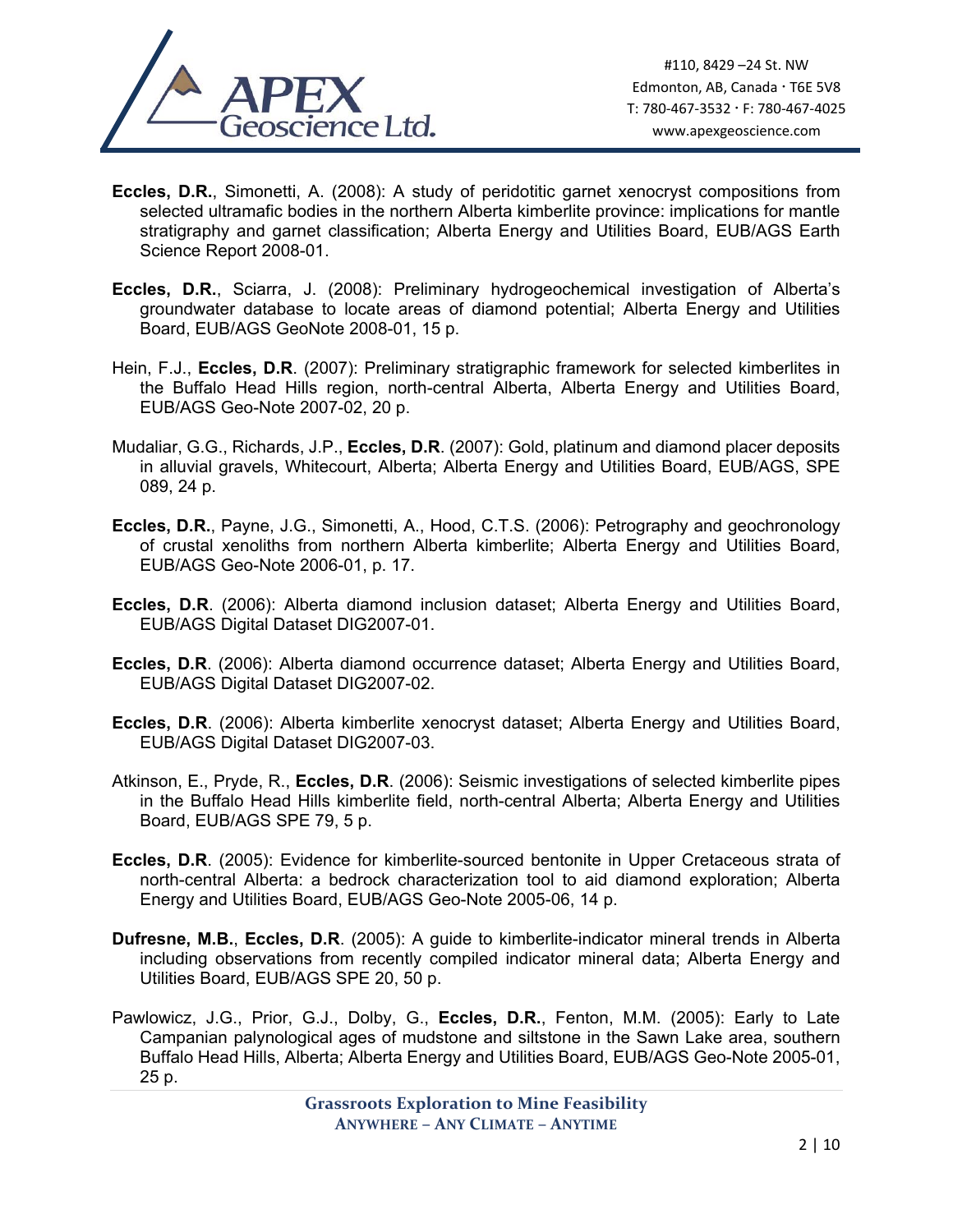**Eccles, D.R.**, Simonetti, A. (2008): A study of peridotitic garnet xenocryst compositions from selected ultramafic bodies in the northern Alberta kimberlite province: implications for mantle stratigraphy and garnet classification; Alberta Energy and Utilities Board, EUB/AGS Earth Science Report 2008-01.

**Eccles, D.R.**, Sciarra, J. (2008): Preliminary hydrogeochemical investigation of Alberta's groundwater database to locate areas of diamond potential; Alberta Energy and Utilities Board, EUB/AGS GeoNote 2008-01, 15 p.

Hein, F.J., **Eccles, D.R**. (2007): Preliminary stratigraphic framework for selected kimberlites in the Buffalo Head Hills region, north-central Alberta, Alberta Energy and Utilities Board, EUB/AGS Geo-Note 2007-02, 20 p.

Mudaliar, G.G., Richards, J.P., **Eccles, D.R**. (2007): Gold, platinum and diamond placer deposits in alluvial gravels, Whitecourt, Alberta; Alberta Energy and Utilities Board, EUB/AGS, SPE 089, 24 p.

**Eccles, D.R.**, Payne, J.G., Simonetti, A., Hood, C.T.S. (2006): Petrography and geochronology of crustal xenoliths from northern Alberta kimberlite; Alberta Energy and Utilities Board, EUB/AGS Geo-Note 2006-01, p. 17.

**Eccles, D.R**. (2006): Alberta diamond inclusion dataset; Alberta Energy and Utilities Board, EUB/AGS Digital Dataset DIG2007-01.

**Eccles, D.R**. (2006): Alberta diamond occurrence dataset; Alberta Energy and Utilities Board, EUB/AGS Digital Dataset DIG2007-02.

**Eccles, D.R**. (2006): Alberta kimberlite xenocryst dataset; Alberta Energy and Utilities Board, EUB/AGS Digital Dataset DIG2007-03.

Atkinson, E., Pryde, R., **Eccles, D.R**. (2006): Seismic investigations of selected kimberlite pipes in the Buffalo Head Hills kimberlite field, north-central Alberta; Alberta Energy and Utilities Board, EUB/AGS SPE 79, 5 p.

**Eccles, D.R**. (2005): Evidence for kimberlite-sourced bentonite in Upper Cretaceous strata of north-central Alberta: a bedrock characterization tool to aid diamond exploration; Alberta Energy and Utilities Board, EUB/AGS Geo-Note 2005-06, 14 p.

**Dufresne, M.B.**, **Eccles, D.R**. (2005): A guide to kimberlite-indicator mineral trends in Alberta including observations from recently compiled indicator mineral data; Alberta Energy and Utilities Board, EUB/AGS SPE 20, 50 p.

Pawlowicz, J.G., Prior, G.J., Dolby, G., **Eccles, D.R.**, Fenton, M.M. (2005): Early to Late Campanian palynological ages of mudstone and siltstone in the Sawn Lake area, southern Buffalo Head Hills, Alberta; Alberta Energy and Utilities Board, EUB/AGS Geo-Note 2005-01, 25 p.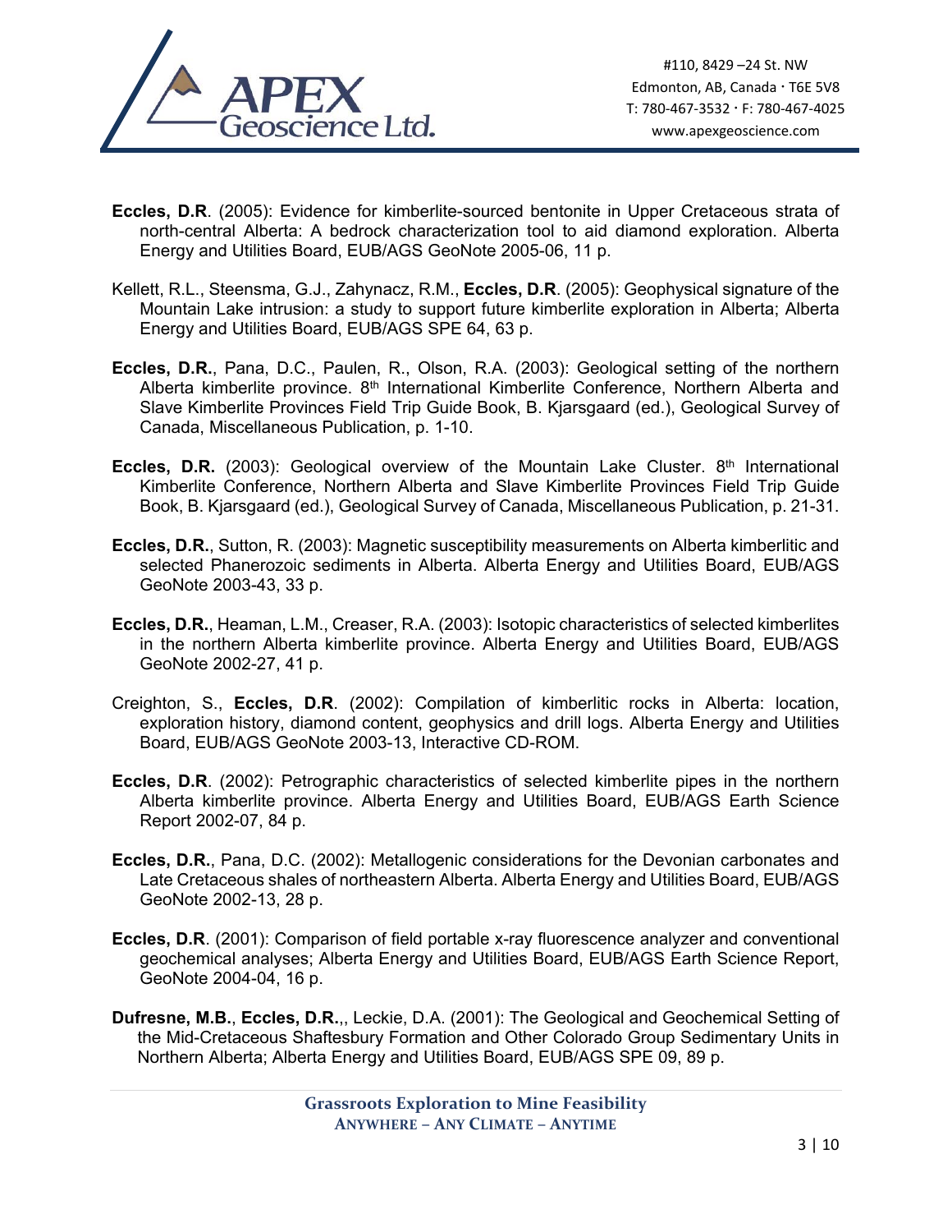**Eccles, D.R**. (2005): Evidence for kimberlite-sourced bentonite in Upper Cretaceous strata of north-central Alberta: A bedrock characterization tool to aid diamond exploration. Alberta Energy and Utilities Board, EUB/AGS GeoNote 2005-06, 11 p.

Kellett, R.L., Steensma, G.J., Zahynacz, R.M., **Eccles, D.R**. (2005): Geophysical signature of the Mountain Lake intrusion: a study to support future kimberlite exploration in Alberta; Alberta Energy and Utilities Board, EUB/AGS SPE 64, 63 p.

**Eccles, D.R.**, Pana, D.C., Paulen, R., Olson, R.A. (2003): Geological setting of the northern Alberta kimberlite province. 8th International Kimberlite Conference, Northern Alberta and Slave Kimberlite Provinces Field Trip Guide Book, B. Kjarsgaard (ed.), Geological Survey of Canada, Miscellaneous Publication, p. 1-10.

**Eccles, D.R.** (2003): Geological overview of the Mountain Lake Cluster. 8th International Kimberlite Conference, Northern Alberta and Slave Kimberlite Provinces Field Trip Guide Book, B. Kjarsgaard (ed.), Geological Survey of Canada, Miscellaneous Publication, p. 21-31.

**Eccles, D.R.**, Sutton, R. (2003): Magnetic susceptibility measurements on Alberta kimberlitic and selected Phanerozoic sediments in Alberta. Alberta Energy and Utilities Board, EUB/AGS GeoNote 2003-43, 33 p.

**Eccles, D.R.**, Heaman, L.M., Creaser, R.A. (2003): Isotopic characteristics of selected kimberlites in the northern Alberta kimberlite province. Alberta Energy and Utilities Board, EUB/AGS GeoNote 2002-27, 41 p.

Creighton, S., **Eccles, D.R**. (2002): Compilation of kimberlitic rocks in Alberta: location, exploration history, diamond content, geophysics and drill logs. Alberta Energy and Utilities Board, EUB/AGS GeoNote 2003-13, Interactive CD-ROM.

**Eccles, D.R**. (2002): Petrographic characteristics of selected kimberlite pipes in the northern Alberta kimberlite province. Alberta Energy and Utilities Board, EUB/AGS Earth Science Report 2002-07, 84 p.

**Eccles, D.R.**, Pana, D.C. (2002): Metallogenic considerations for the Devonian carbonates and Late Cretaceous shales of northeastern Alberta. Alberta Energy and Utilities Board, EUB/AGS GeoNote 2002-13, 28 p.

**Eccles, D.R**. (2001): Comparison of field portable x-ray fluorescence analyzer and conventional geochemical analyses; Alberta Energy and Utilities Board, EUB/AGS Earth Science Report, GeoNote 2004-04, 16 p.

**Dufresne, M.B.**, **Eccles, D.R.**,, Leckie, D.A. (2001): The Geological and Geochemical Setting of the Mid-Cretaceous Shaftesbury Formation and Other Colorado Group Sedimentary Units in Northern Alberta; Alberta Energy and Utilities Board, EUB/AGS SPE 09, 89 p.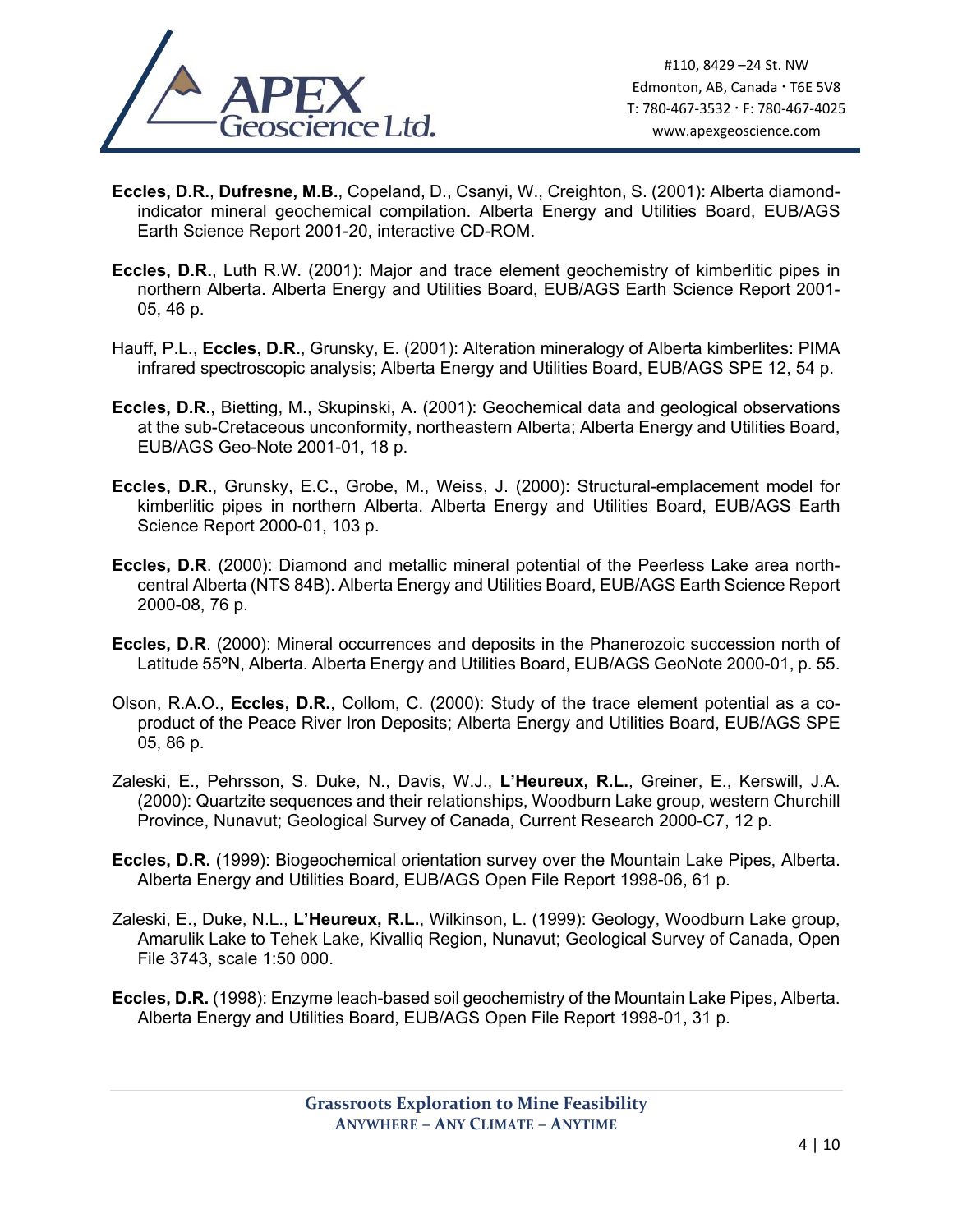**Eccles, D.R.**, **Dufresne, M.B.**, Copeland, D., Csanyi, W., Creighton, S. (2001): Alberta diamond-indicator mineral geochemical compilation. Alberta Energy and Utilities Board, EUB/AGS Earth Science Report 2001-20, interactive CD-ROM.

**Eccles, D.R.**, Luth R.W. (2001): Major and trace element geochemistry of kimberlitic pipes in northern Alberta. Alberta Energy and Utilities Board, EUB/AGS Earth Science Report 2001-05, 46 p.

Hauff, P.L., **Eccles, D.R.**, Grunsky, E. (2001): Alteration mineralogy of Alberta kimberlites: PIMA infrared spectroscopic analysis; Alberta Energy and Utilities Board, EUB/AGS SPE 12, 54 p.

**Eccles, D.R.**, Bietting, M., Skupinski, A. (2001): Geochemical data and geological observations at the sub-Cretaceous unconformity, northeastern Alberta; Alberta Energy and Utilities Board, EUB/AGS Geo-Note 2001-01, 18 p.

**Eccles, D.R.**, Grunsky, E.C., Grobe, M., Weiss, J. (2000): Structural-emplacement model for kimberlitic pipes in northern Alberta. Alberta Energy and Utilities Board, EUB/AGS Earth Science Report 2000-01, 103 p.

**Eccles, D.R**. (2000): Diamond and metallic mineral potential of the Peerless Lake area north-central Alberta (NTS 84B). Alberta Energy and Utilities Board, EUB/AGS Earth Science Report 2000-08, 76 p.

**Eccles, D.R**. (2000): Mineral occurrences and deposits in the Phanerozoic succession north of Latitude 55ºN, Alberta. Alberta Energy and Utilities Board, EUB/AGS GeoNote 2000-01, p. 55.

Olson, R.A.O., **Eccles, D.R.**, Collom, C. (2000): Study of the trace element potential as a co-product of the Peace River Iron Deposits; Alberta Energy and Utilities Board, EUB/AGS SPE 05, 86 p.

Zaleski, E., Pehrsson, S. Duke, N., Davis, W.J., **L'Heureux, R.L.**, Greiner, E., Kerswill, J.A. (2000): Quartzite sequences and their relationships, Woodburn Lake group, western Churchill Province, Nunavut; Geological Survey of Canada, Current Research 2000-C7, 12 p.

**Eccles, D.R.** (1999): Biogeochemical orientation survey over the Mountain Lake Pipes, Alberta. Alberta Energy and Utilities Board, EUB/AGS Open File Report 1998-06, 61 p.

Zaleski, E., Duke, N.L., **L'Heureux, R.L.**, Wilkinson, L. (1999): Geology, Woodburn Lake group, Amarulik Lake to Tehek Lake, Kivalliq Region, Nunavut; Geological Survey of Canada, Open File 3743, scale 1:50 000.

**Eccles, D.R.** (1998): Enzyme leach-based soil geochemistry of the Mountain Lake Pipes, Alberta. Alberta Energy and Utilities Board, EUB/AGS Open File Report 1998-01, 31 p.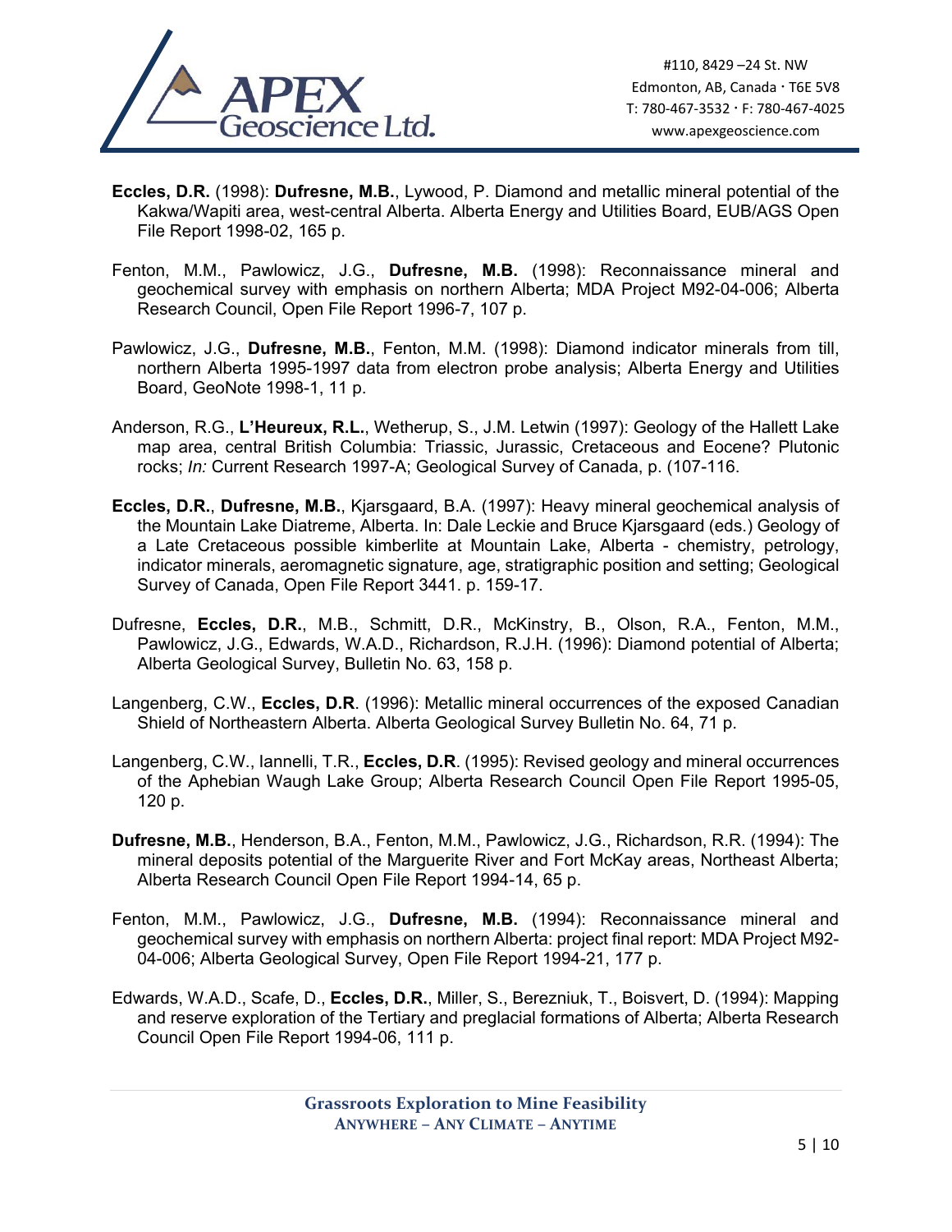**Eccles, D.R.** (1998): **Dufresne, M.B.**, Lywood, P. Diamond and metallic mineral potential of the Kakwa/Wapiti area, west-central Alberta. Alberta Energy and Utilities Board, EUB/AGS Open File Report 1998-02, 165 p.

Fenton, M.M., Pawlowicz, J.G., **Dufresne, M.B.** (1998): Reconnaissance mineral and geochemical survey with emphasis on northern Alberta; MDA Project M92-04-006; Alberta Research Council, Open File Report 1996-7, 107 p.

Pawlowicz, J.G., **Dufresne, M.B.**, Fenton, M.M. (1998): Diamond indicator minerals from till, northern Alberta 1995-1997 data from electron probe analysis; Alberta Energy and Utilities Board, GeoNote 1998-1, 11 p.

Anderson, R.G., **L'Heureux, R.L.**, Wetherup, S., J.M. Letwin (1997): Geology of the Hallett Lake map area, central British Columbia: Triassic, Jurassic, Cretaceous and Eocene? Plutonic rocks; *In:* Current Research 1997-A; Geological Survey of Canada, p. (107-116.

**Eccles, D.R.**, **Dufresne, M.B.**, Kjarsgaard, B.A. (1997): Heavy mineral geochemical analysis of the Mountain Lake Diatreme, Alberta. In: Dale Leckie and Bruce Kjarsgaard (eds.) Geology of a Late Cretaceous possible kimberlite at Mountain Lake, Alberta - chemistry, petrology, indicator minerals, aeromagnetic signature, age, stratigraphic position and setting; Geological Survey of Canada, Open File Report 3441. p. 159-17.

Dufresne, **Eccles, D.R.**, M.B., Schmitt, D.R., McKinstry, B., Olson, R.A., Fenton, M.M., Pawlowicz, J.G., Edwards, W.A.D., Richardson, R.J.H. (1996): Diamond potential of Alberta; Alberta Geological Survey, Bulletin No. 63, 158 p.

Langenberg, C.W., **Eccles, D.R**. (1996): Metallic mineral occurrences of the exposed Canadian Shield of Northeastern Alberta. Alberta Geological Survey Bulletin No. 64, 71 p.

Langenberg, C.W., Iannelli, T.R., **Eccles, D.R**. (1995): Revised geology and mineral occurrences of the Aphebian Waugh Lake Group; Alberta Research Council Open File Report 1995-05, 120 p.

**Dufresne, M.B.**, Henderson, B.A., Fenton, M.M., Pawlowicz, J.G., Richardson, R.R. (1994): The mineral deposits potential of the Marguerite River and Fort McKay areas, Northeast Alberta; Alberta Research Council Open File Report 1994-14, 65 p.

Fenton, M.M., Pawlowicz, J.G., **Dufresne, M.B.** (1994): Reconnaissance mineral and geochemical survey with emphasis on northern Alberta: project final report: MDA Project M92-04-006; Alberta Geological Survey, Open File Report 1994-21, 177 p.

Edwards, W.A.D., Scafe, D., **Eccles, D.R.**, Miller, S., Berezniuk, T., Boisvert, D. (1994): Mapping and reserve exploration of the Tertiary and preglacial formations of Alberta; Alberta Research Council Open File Report 1994-06, 111 p.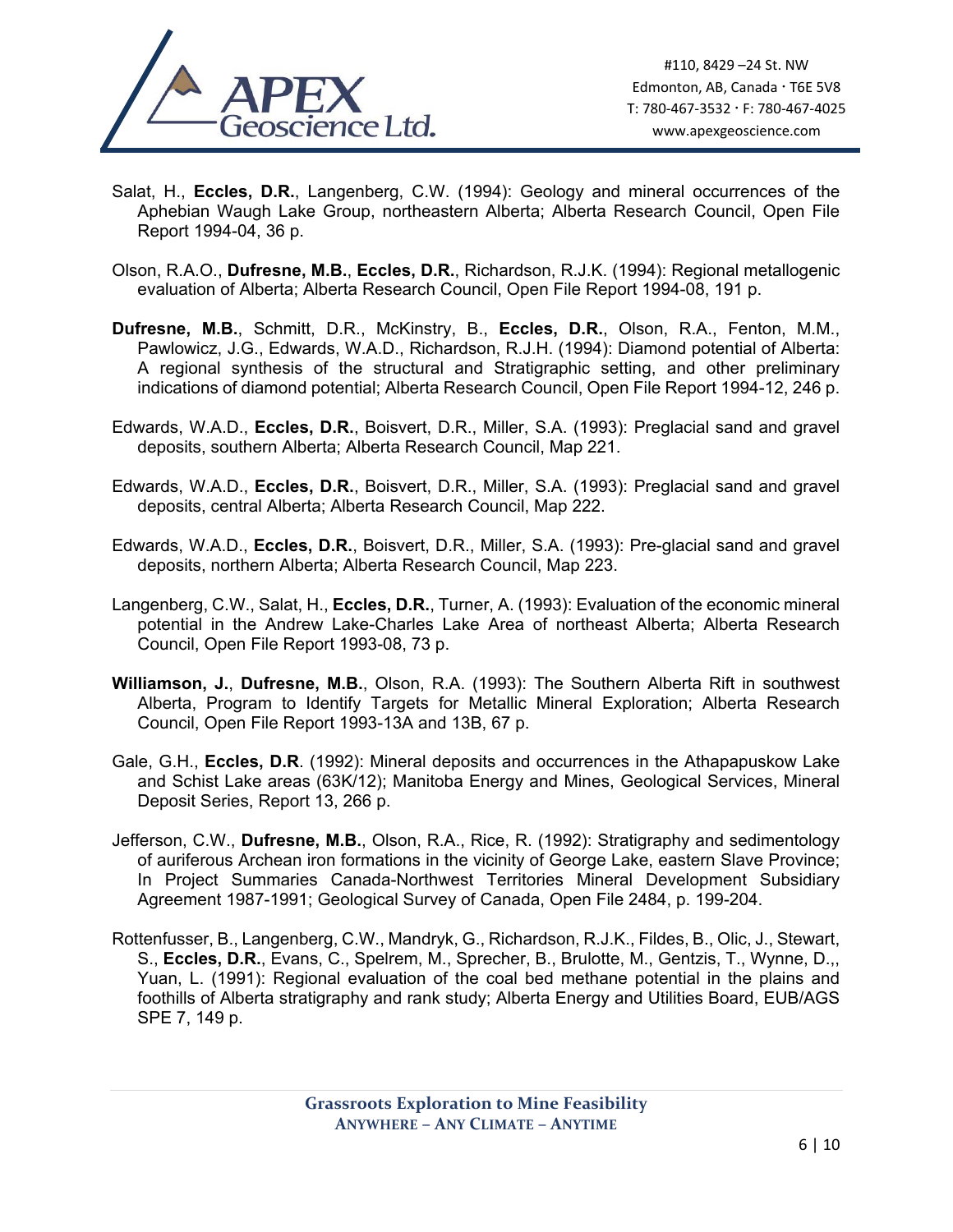Salat, H., **Eccles, D.R.**, Langenberg, C.W. (1994): Geology and mineral occurrences of the Aphebian Waugh Lake Group, northeastern Alberta; Alberta Research Council, Open File Report 1994-04, 36 p.

Olson, R.A.O., **Dufresne, M.B.**, **Eccles, D.R.**, Richardson, R.J.K. (1994): Regional metallogenic evaluation of Alberta; Alberta Research Council, Open File Report 1994-08, 191 p.

**Dufresne, M.B.**, Schmitt, D.R., McKinstry, B., **Eccles, D.R.**, Olson, R.A., Fenton, M.M., Pawlowicz, J.G., Edwards, W.A.D., Richardson, R.J.H. (1994): Diamond potential of Alberta: A regional synthesis of the structural and Stratigraphic setting, and other preliminary indications of diamond potential; Alberta Research Council, Open File Report 1994-12, 246 p.

Edwards, W.A.D., **Eccles, D.R.**, Boisvert, D.R., Miller, S.A. (1993): Preglacial sand and gravel deposits, southern Alberta; Alberta Research Council, Map 221.

Edwards, W.A.D., **Eccles, D.R.**, Boisvert, D.R., Miller, S.A. (1993): Preglacial sand and gravel deposits, central Alberta; Alberta Research Council, Map 222.

Edwards, W.A.D., **Eccles, D.R.**, Boisvert, D.R., Miller, S.A. (1993): Pre-glacial sand and gravel deposits, northern Alberta; Alberta Research Council, Map 223.

Langenberg, C.W., Salat, H., **Eccles, D.R.**, Turner, A. (1993): Evaluation of the economic mineral potential in the Andrew Lake-Charles Lake Area of northeast Alberta; Alberta Research Council, Open File Report 1993-08, 73 p.

**Williamson, J.**, **Dufresne, M.B.**, Olson, R.A. (1993): The Southern Alberta Rift in southwest Alberta, Program to Identify Targets for Metallic Mineral Exploration; Alberta Research Council, Open File Report 1993-13A and 13B, 67 p.

Gale, G.H., **Eccles, D.R**. (1992): Mineral deposits and occurrences in the Athapapuskow Lake and Schist Lake areas (63K/12); Manitoba Energy and Mines, Geological Services, Mineral Deposit Series, Report 13, 266 p.

Jefferson, C.W., **Dufresne, M.B.**, Olson, R.A., Rice, R. (1992): Stratigraphy and sedimentology of auriferous Archean iron formations in the vicinity of George Lake, eastern Slave Province; In Project Summaries Canada-Northwest Territories Mineral Development Subsidiary Agreement 1987-1991; Geological Survey of Canada, Open File 2484, p. 199-204.

Rottenfusser, B., Langenberg, C.W., Mandryk, G., Richardson, R.J.K., Fildes, B., Olic, J., Stewart, S., **Eccles, D.R.**, Evans, C., Spelrem, M., Sprecher, B., Brulotte, M., Gentzis, T., Wynne, D.,, Yuan, L. (1991): Regional evaluation of the coal bed methane potential in the plains and foothills of Alberta stratigraphy and rank study; Alberta Energy and Utilities Board, EUB/AGS SPE 7, 149 p.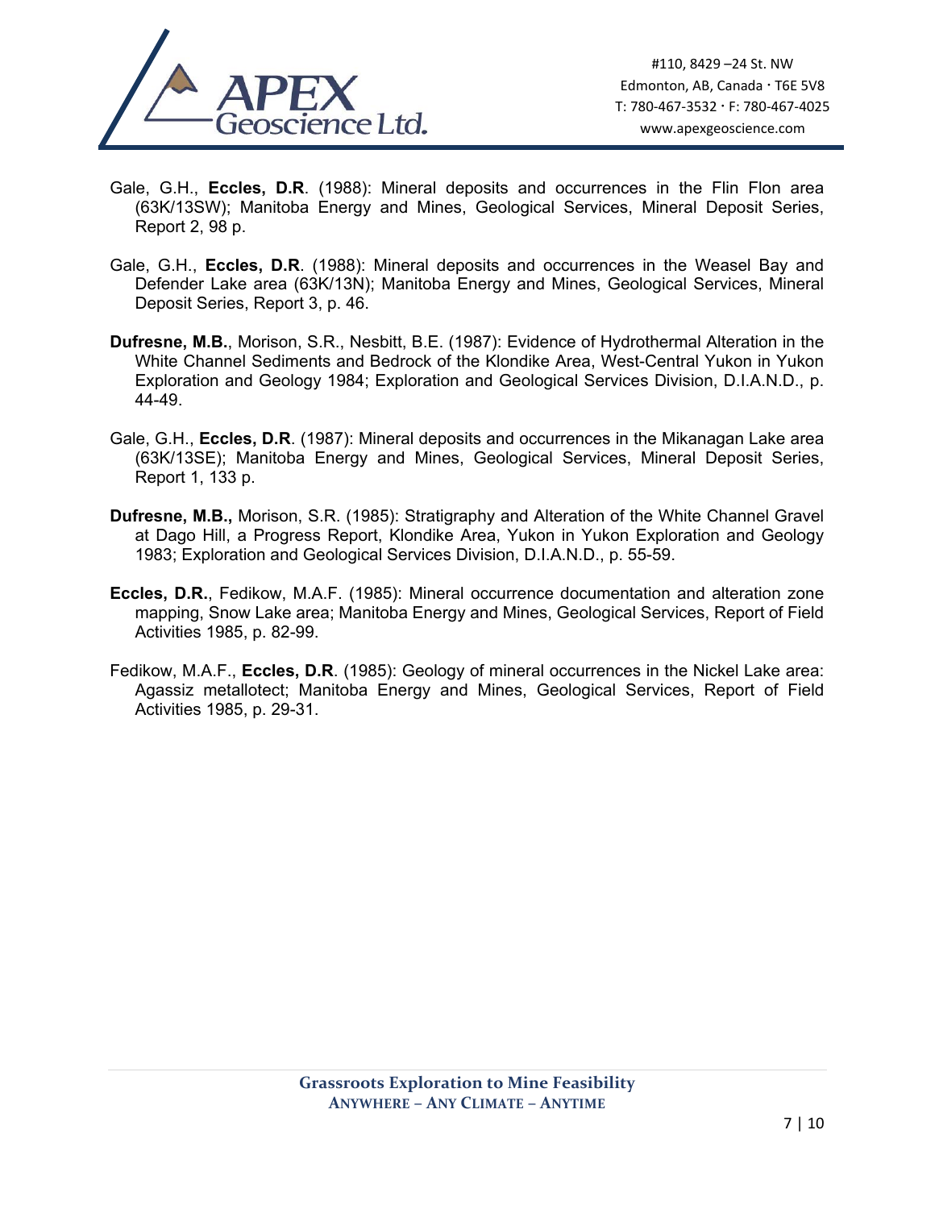Gale, G.H., **Eccles, D.R**. (1988): Mineral deposits and occurrences in the Flin Flon area (63K/13SW); Manitoba Energy and Mines, Geological Services, Mineral Deposit Series, Report 2, 98 p.

Gale, G.H., **Eccles, D.R**. (1988): Mineral deposits and occurrences in the Weasel Bay and Defender Lake area (63K/13N); Manitoba Energy and Mines, Geological Services, Mineral Deposit Series, Report 3, p. 46.

**Dufresne, M.B.**, Morison, S.R., Nesbitt, B.E. (1987): Evidence of Hydrothermal Alteration in the White Channel Sediments and Bedrock of the Klondike Area, West-Central Yukon in Yukon Exploration and Geology 1984; Exploration and Geological Services Division, D.I.A.N.D., p. 44-49.

Gale, G.H., **Eccles, D.R**. (1987): Mineral deposits and occurrences in the Mikanagan Lake area (63K/13SE); Manitoba Energy and Mines, Geological Services, Mineral Deposit Series, Report 1, 133 p.

**Dufresne, M.B.,** Morison, S.R. (1985): Stratigraphy and Alteration of the White Channel Gravel at Dago Hill, a Progress Report, Klondike Area, Yukon in Yukon Exploration and Geology 1983; Exploration and Geological Services Division, D.I.A.N.D., p. 55-59.

**Eccles, D.R.**, Fedikow, M.A.F. (1985): Mineral occurrence documentation and alteration zone mapping, Snow Lake area; Manitoba Energy and Mines, Geological Services, Report of Field Activities 1985, p. 82-99.

Fedikow, M.A.F., **Eccles, D.R**. (1985): Geology of mineral occurrences in the Nickel Lake area: Agassiz metallotect; Manitoba Energy and Mines, Geological Services, Report of Field Activities 1985, p. 29-31.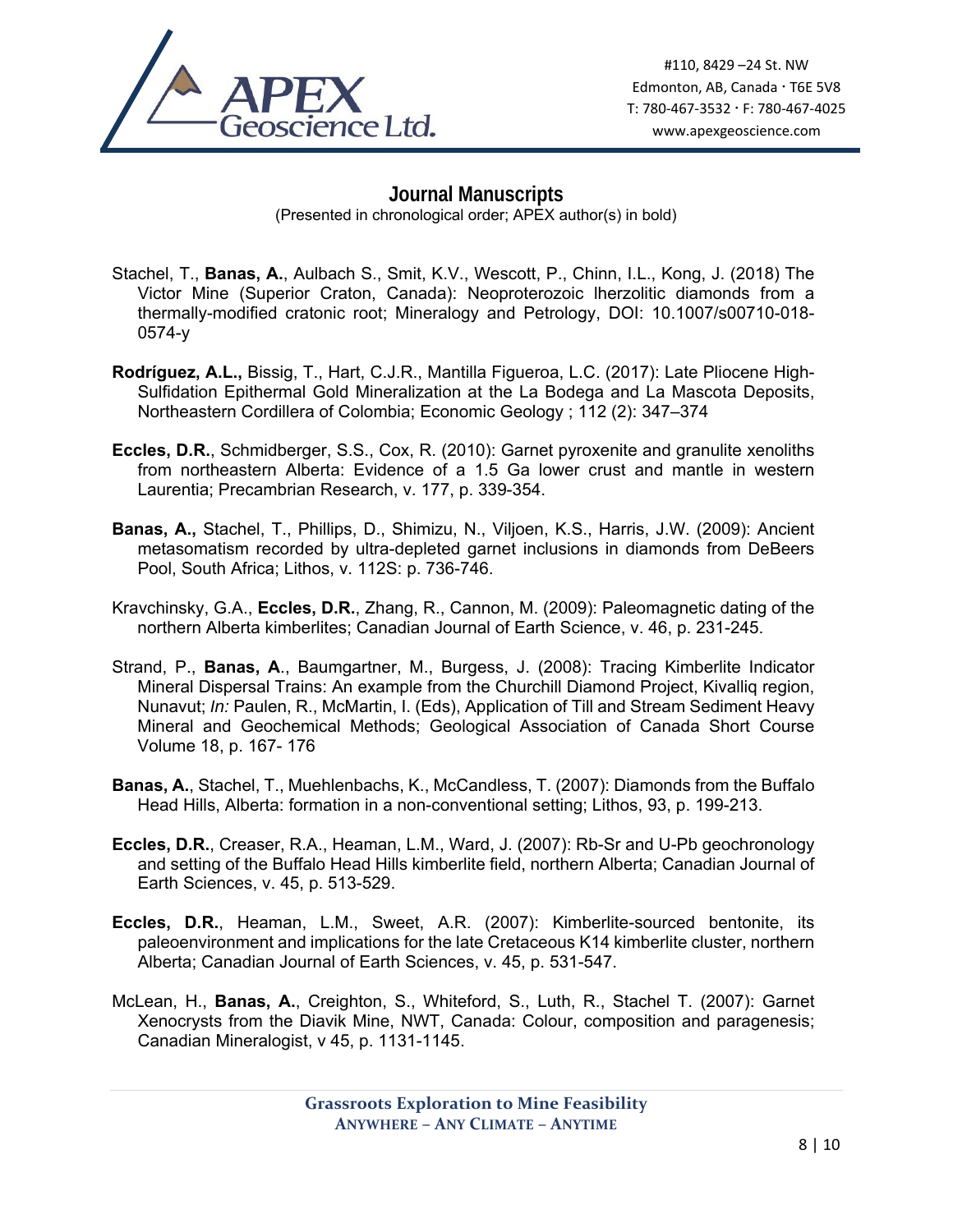## Journal Manuscripts

(Presented in chronological order; APEX author(s) in bold)

Stachel, T., **Banas, A.**, Aulbach S., Smit, K.V., Wescott, P., Chinn, I.L., Kong, J. (2018) The Victor Mine (Superior Craton, Canada): Neoproterozoic lherzolitic diamonds from a thermally-modified cratonic root; Mineralogy and Petrology, DOI: 10.1007/s00710-018-0574-y

**Rodríguez, A.L.,** Bissig, T., Hart, C.J.R., Mantilla Figueroa, L.C. (2017): Late Pliocene High-Sulfidation Epithermal Gold Mineralization at the La Bodega and La Mascota Deposits, Northeastern Cordillera of Colombia; Economic Geology ; 112 (2): 347–374

**Eccles, D.R.**, Schmidberger, S.S., Cox, R. (2010): Garnet pyroxenite and granulite xenoliths from northeastern Alberta: Evidence of a 1.5 Ga lower crust and mantle in western Laurentia; Precambrian Research, v. 177, p. 339-354.

**Banas, A.,** Stachel, T., Phillips, D., Shimizu, N., Viljoen, K.S., Harris, J.W. (2009): Ancient metasomatism recorded by ultra-depleted garnet inclusions in diamonds from DeBeers Pool, South Africa; Lithos, v. 112S: p. 736-746.

Kravchinsky, G.A., **Eccles, D.R.**, Zhang, R., Cannon, M. (2009): Paleomagnetic dating of the northern Alberta kimberlites; Canadian Journal of Earth Science, v. 46, p. 231-245.

Strand, P., **Banas, A**., Baumgartner, M., Burgess, J. (2008): Tracing Kimberlite Indicator Mineral Dispersal Trains: An example from the Churchill Diamond Project, Kivalliq region, Nunavut; *In:* Paulen, R., McMartin, I. (Eds), Application of Till and Stream Sediment Heavy Mineral and Geochemical Methods; Geological Association of Canada Short Course Volume 18, p. 167- 176

**Banas, A.**, Stachel, T., Muehlenbachs, K., McCandless, T. (2007): Diamonds from the Buffalo Head Hills, Alberta: formation in a non-conventional setting; Lithos, 93, p. 199-213.

**Eccles, D.R.**, Creaser, R.A., Heaman, L.M., Ward, J. (2007): Rb-Sr and U-Pb geochronology and setting of the Buffalo Head Hills kimberlite field, northern Alberta; Canadian Journal of Earth Sciences, v. 45, p. 513-529.

**Eccles, D.R.**, Heaman, L.M., Sweet, A.R. (2007): Kimberlite-sourced bentonite, its paleoenvironment and implications for the late Cretaceous K14 kimberlite cluster, northern Alberta; Canadian Journal of Earth Sciences, v. 45, p. 531-547.

McLean, H., **Banas, A.**, Creighton, S., Whiteford, S., Luth, R., Stachel T. (2007): Garnet Xenocrysts from the Diavik Mine, NWT, Canada: Colour, composition and paragenesis; Canadian Mineralogist, v 45, p. 1131-1145.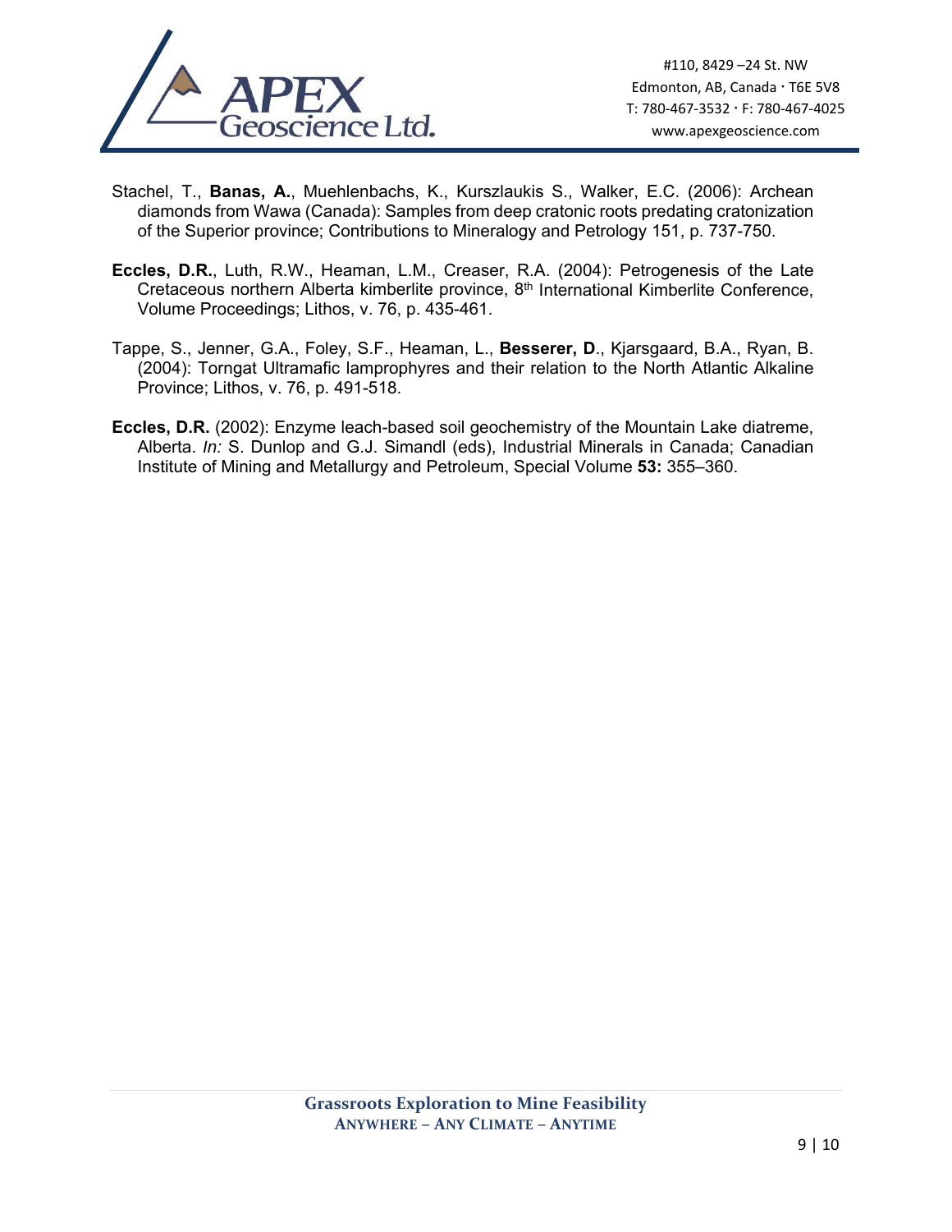Stachel, T., **Banas, A.**, Muehlenbachs, K., Kurszlaukis S., Walker, E.C. (2006): Archean diamonds from Wawa (Canada): Samples from deep cratonic roots predating cratonization of the Superior province; Contributions to Mineralogy and Petrology 151, p. 737-750.

**Eccles, D.R.**, Luth, R.W., Heaman, L.M., Creaser, R.A. (2004): Petrogenesis of the Late Cretaceous northern Alberta kimberlite province, 8th International Kimberlite Conference, Volume Proceedings; Lithos, v. 76, p. 435-461.

Tappe, S., Jenner, G.A., Foley, S.F., Heaman, L., **Besserer, D**., Kjarsgaard, B.A., Ryan, B. (2004): Torngat Ultramafic lamprophyres and their relation to the North Atlantic Alkaline Province; Lithos, v. 76, p. 491-518.

**Eccles, D.R.** (2002): Enzyme leach-based soil geochemistry of the Mountain Lake diatreme, Alberta. *In:* S. Dunlop and G.J. Simandl (eds), Industrial Minerals in Canada; Canadian Institute of Mining and Metallurgy and Petroleum, Special Volume **53:** 355–360.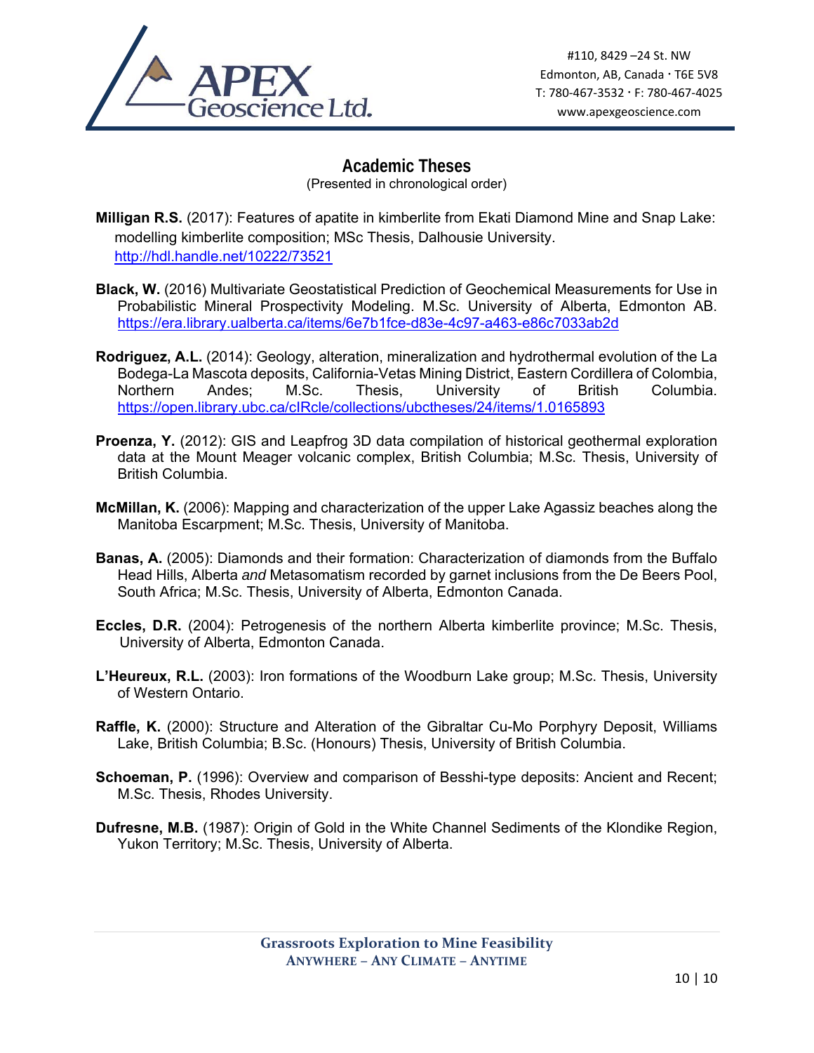## Academic Theses

(Presented in chronological order)

**Milligan R.S.** (2017): Features of apatite in kimberlite from Ekati Diamond Mine and Snap Lake: modelling kimberlite composition; MSc Thesis, Dalhousie University. http://hdl.handle.net/10222/73521

**Black, W.** (2016) Multivariate Geostatistical Prediction of Geochemical Measurements for Use in Probabilistic Mineral Prospectivity Modeling. M.Sc. University of Alberta, Edmonton AB. https://era.library.ualberta.ca/items/6e7b1fce-d83e-4c97-a463-e86c7033ab2d

**Rodriguez, A.L.** (2014): Geology, alteration, mineralization and hydrothermal evolution of the La Bodega-La Mascota deposits, California-Vetas Mining District, Eastern Cordillera of Colombia, Northern Andes; M.Sc. Thesis, University of British Columbia. https://open.library.ubc.ca/cIRcle/collections/ubctheses/24/items/1.0165893

**Proenza, Y.** (2012): GIS and Leapfrog 3D data compilation of historical geothermal exploration data at the Mount Meager volcanic complex, British Columbia; M.Sc. Thesis, University of British Columbia.

**McMillan, K.** (2006): Mapping and characterization of the upper Lake Agassiz beaches along the Manitoba Escarpment; M.Sc. Thesis, University of Manitoba.

**Banas, A.** (2005): Diamonds and their formation: Characterization of diamonds from the Buffalo Head Hills, Alberta *and* Metasomatism recorded by garnet inclusions from the De Beers Pool, South Africa; M.Sc. Thesis, University of Alberta, Edmonton Canada.

**Eccles, D.R.** (2004): Petrogenesis of the northern Alberta kimberlite province; M.Sc. Thesis, University of Alberta, Edmonton Canada.

**L'Heureux, R.L.** (2003): Iron formations of the Woodburn Lake group; M.Sc. Thesis, University of Western Ontario.

**Raffle, K.** (2000): Structure and Alteration of the Gibraltar Cu-Mo Porphyry Deposit, Williams Lake, British Columbia; B.Sc. (Honours) Thesis, University of British Columbia.

**Schoeman, P.** (1996): Overview and comparison of Besshi-type deposits: Ancient and Recent; M.Sc. Thesis, Rhodes University.

**Dufresne, M.B.** (1987): Origin of Gold in the White Channel Sediments of the Klondike Region, Yukon Territory; M.Sc. Thesis, University of Alberta.